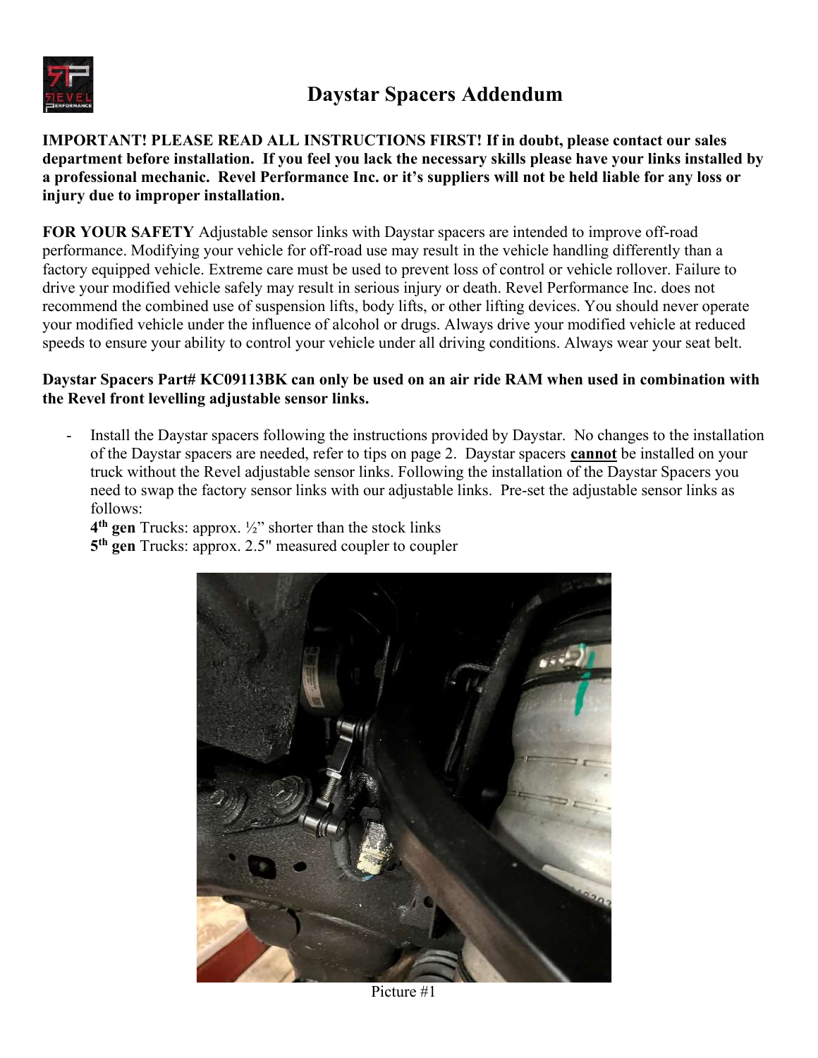# Daystar Spacers Addendum

**IMPORTANT! PLEASE READ ALL INSTRUCTIONS FIRST! If in doubt, please contact our sales department before installation. If you feel you lack the necessary skills please have your links installed by a professional mechanic. Revel Performance Inc. or it's suppliers will not be held liable for any loss or injury due to improper installation.**

**FOR YOUR SAFETY** Adjustable sensor links with Daystar spacers are intended to improve off-road performance. Modifying your vehicle for off-road use may result in the vehicle handling differently than a factory equipped vehicle. Extreme care must be used to prevent loss of control or vehicle rollover. Failure to drive your modified vehicle safely may result in serious injury or death. Revel Performance Inc. does not recommend the combined use of suspension lifts, body lifts, or other lifting devices. You should never operate your modified vehicle under the influence of alcohol or drugs. Always drive your modified vehicle at reduced speeds to ensure your ability to control your vehicle under all driving conditions. Always wear your seat belt.

**Daystar Spacers Part# KC09113BK can only be used on an air ride RAM when used in combination with the Revel front levelling adjustable sensor links.**

- Install the Daystar spacers following the instructions provided by Daystar. No changes to the installation of the Daystar spacers are needed, refer to tips on page 2. Daystar spacers **cannot** be installed on your truck without the Revel adjustable sensor links. Following the installation of the Daystar Spacers you need to swap the factory sensor links with our adjustable links. Pre-set the adjustable sensor links as follows:
  **4th gen** Trucks: approx. ½" shorter than the stock links
  **5th gen** Trucks: approx. 2.5" measured coupler to coupler

Picture #1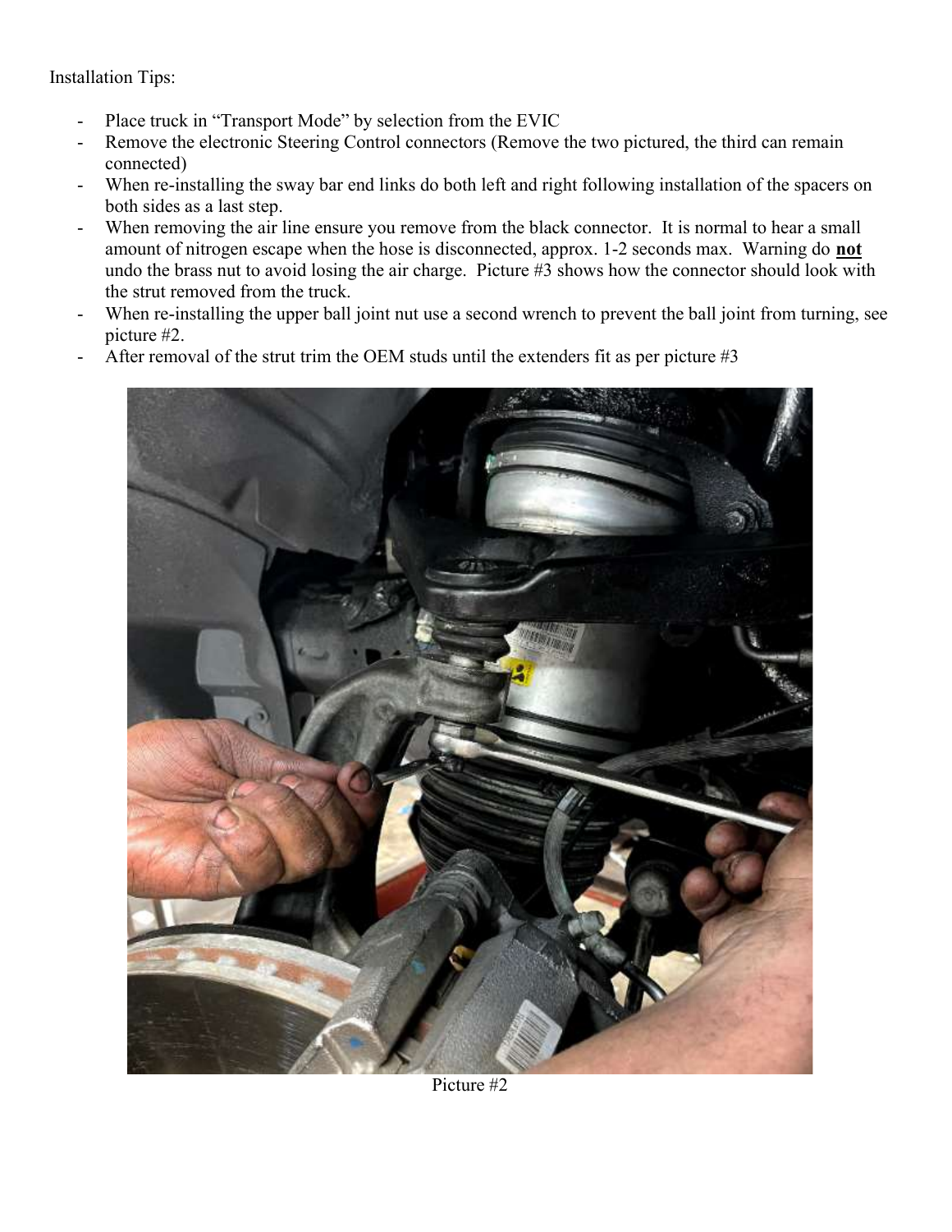Installation Tips:

- Place truck in "Transport Mode" by selection from the EVIC
- Remove the electronic Steering Control connectors (Remove the two pictured, the third can remain connected)
- When re-installing the sway bar end links do both left and right following installation of the spacers on both sides as a last step.
- When removing the air line ensure you remove from the black connector. It is normal to hear a small amount of nitrogen escape when the hose is disconnected, approx. 1-2 seconds max. Warning do **not** undo the brass nut to avoid losing the air charge. Picture #3 shows how the connector should look with the strut removed from the truck.
- When re-installing the upper ball joint nut use a second wrench to prevent the ball joint from turning, see picture #2.
- After removal of the strut trim the OEM studs until the extenders fit as per picture #3

Picture #2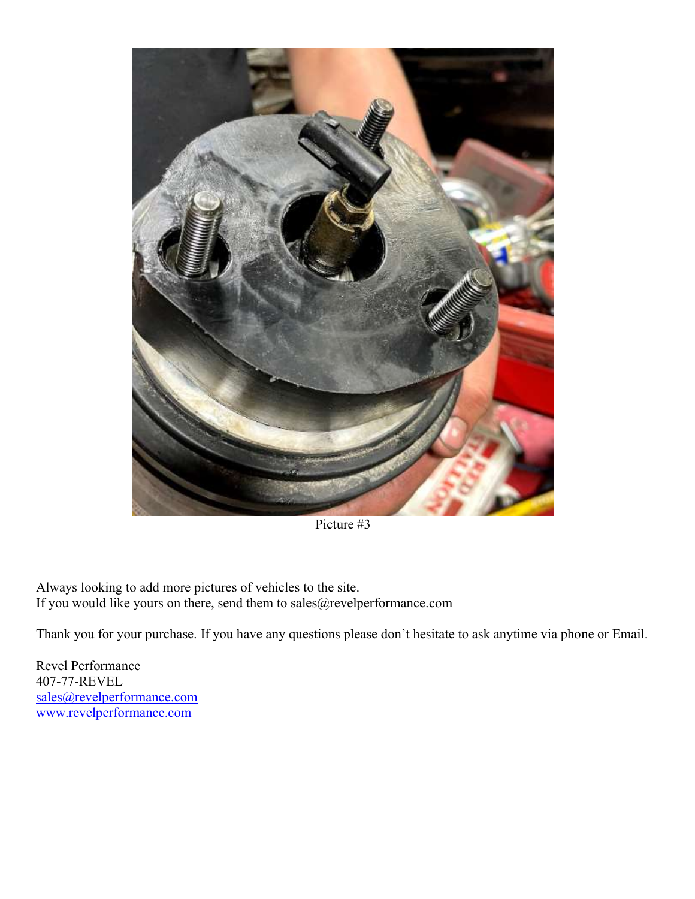Picture #3

Always looking to add more pictures of vehicles to the site.
If you would like yours on there, send them to sales@revelperformance.com

Thank you for your purchase. If you have any questions please don't hesitate to ask anytime via phone or Email.

Revel Performance
407-77-REVEL
sales@revelperformance.com
www.revelperformance.com